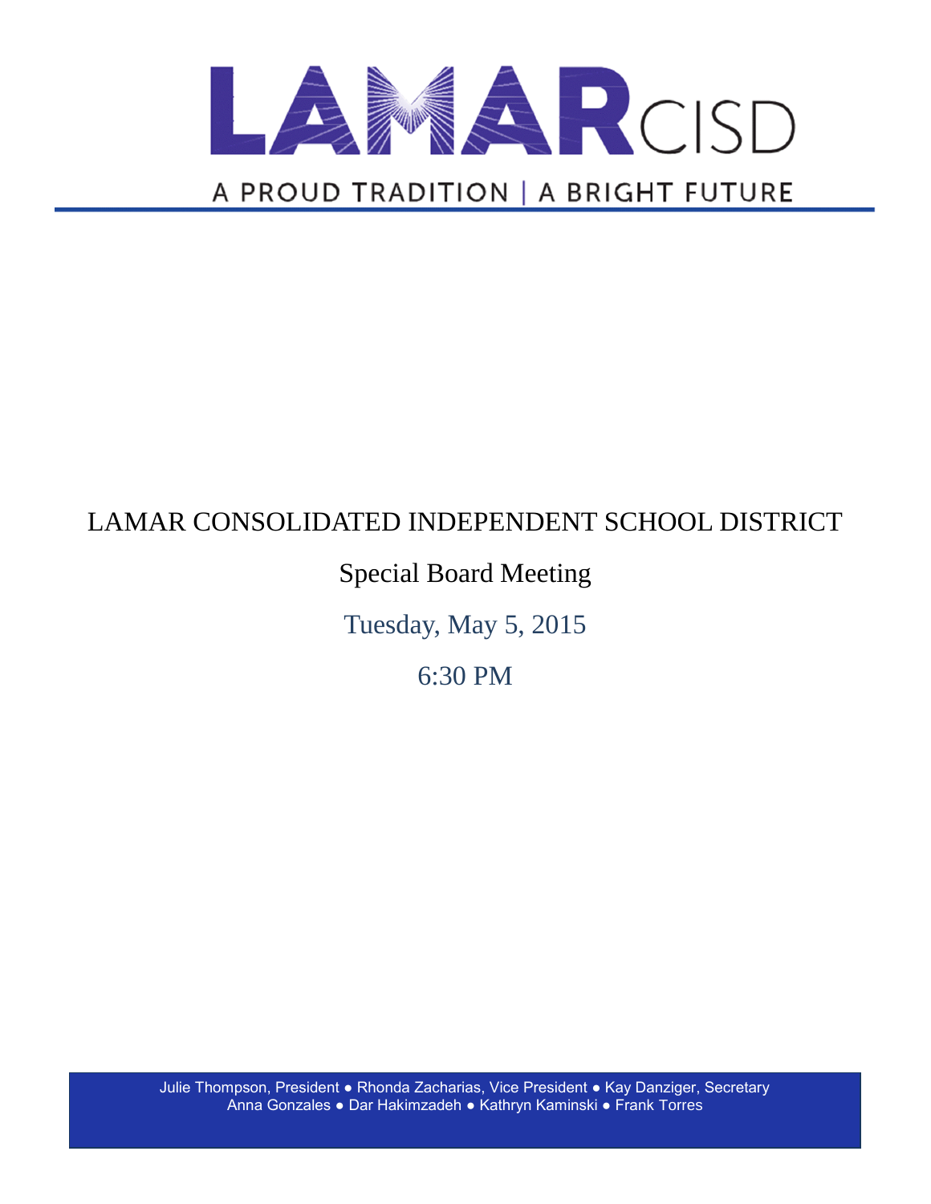# LAMAR CISD

A PROUD TRADITION | A BRIGHT FUTURE

## LAMAR CONSOLIDATED INDEPENDENT SCHOOL DISTRICT

Special Board Meeting

Tuesday, May 5, 2015

6:30 PM

Julie Thompson, President ● Rhonda Zacharias, Vice President ● Kay Danziger, Secretary
Anna Gonzales ● Dar Hakimzadeh ● Kathryn Kaminski ● Frank Torres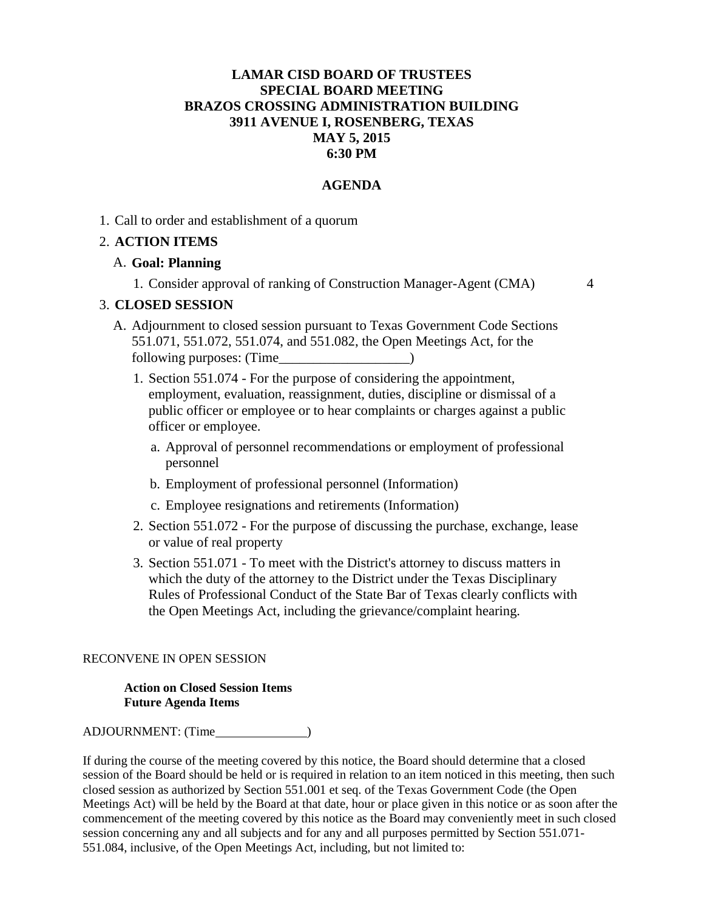**LAMAR CISD BOARD OF TRUSTEES**
**SPECIAL BOARD MEETING**
**BRAZOS CROSSING ADMINISTRATION BUILDING**
**3911 AVENUE I, ROSENBERG, TEXAS**
**MAY 5, 2015**
**6:30 PM**

# AGENDA

1. Call to order and establishment of a quorum
2. **ACTION ITEMS**
   A. **Goal: Planning**
      1. Consider approval of ranking of Construction Manager-Agent (CMA) 4
3. **CLOSED SESSION**
   A. Adjournment to closed session pursuant to Texas Government Code Sections 551.071, 551.072, 551.074, and 551.082, the Open Meetings Act, for the following purposes: (Time___________________)
      1. Section 551.074 - For the purpose of considering the appointment, employment, evaluation, reassignment, duties, discipline or dismissal of a public officer or employee or to hear complaints or charges against a public officer or employee.
         a. Approval of personnel recommendations or employment of professional personnel
         b. Employment of professional personnel (Information)
         c. Employee resignations and retirements (Information)
      2. Section 551.072 - For the purpose of discussing the purchase, exchange, lease or value of real property
      3. Section 551.071 - To meet with the District's attorney to discuss matters in which the duty of the attorney to the District under the Texas Disciplinary Rules of Professional Conduct of the State Bar of Texas clearly conflicts with the Open Meetings Act, including the grievance/complaint hearing.

RECONVENE IN OPEN SESSION

**Action on Closed Session Items**
**Future Agenda Items**

ADJOURNMENT: (Time______________)

If during the course of the meeting covered by this notice, the Board should determine that a closed session of the Board should be held or is required in relation to an item noticed in this meeting, then such closed session as authorized by Section 551.001 et seq. of the Texas Government Code (the Open Meetings Act) will be held by the Board at that date, hour or place given in this notice or as soon after the commencement of the meeting covered by this notice as the Board may conveniently meet in such closed session concerning any and all subjects and for any and all purposes permitted by Section 551.071-551.084, inclusive, of the Open Meetings Act, including, but not limited to: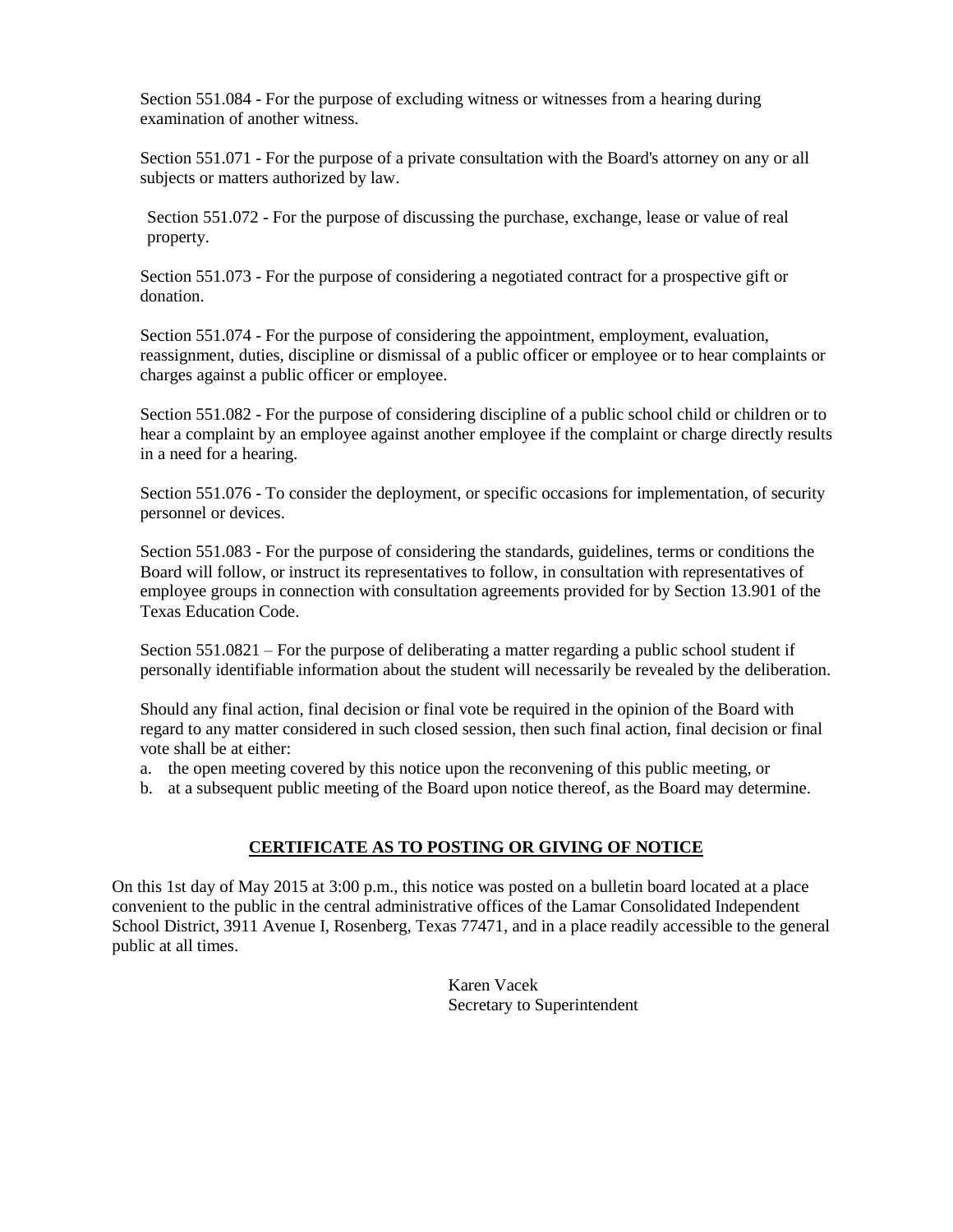Section 551.084 - For the purpose of excluding witness or witnesses from a hearing during examination of another witness.

Section 551.071 - For the purpose of a private consultation with the Board's attorney on any or all subjects or matters authorized by law.

Section 551.072 - For the purpose of discussing the purchase, exchange, lease or value of real property.

Section 551.073 - For the purpose of considering a negotiated contract for a prospective gift or donation.

Section 551.074 - For the purpose of considering the appointment, employment, evaluation, reassignment, duties, discipline or dismissal of a public officer or employee or to hear complaints or charges against a public officer or employee.

Section 551.082 - For the purpose of considering discipline of a public school child or children or to hear a complaint by an employee against another employee if the complaint or charge directly results in a need for a hearing.

Section 551.076 - To consider the deployment, or specific occasions for implementation, of security personnel or devices.

Section 551.083 - For the purpose of considering the standards, guidelines, terms or conditions the Board will follow, or instruct its representatives to follow, in consultation with representatives of employee groups in connection with consultation agreements provided for by Section 13.901 of the Texas Education Code.

Section 551.0821 – For the purpose of deliberating a matter regarding a public school student if personally identifiable information about the student will necessarily be revealed by the deliberation.

Should any final action, final decision or final vote be required in the opinion of the Board with regard to any matter considered in such closed session, then such final action, final decision or final vote shall be at either:

a. the open meeting covered by this notice upon the reconvening of this public meeting, or
b. at a subsequent public meeting of the Board upon notice thereof, as the Board may determine.

**CERTIFICATE AS TO POSTING OR GIVING OF NOTICE**

On this 1st day of May 2015 at 3:00 p.m., this notice was posted on a bulletin board located at a place convenient to the public in the central administrative offices of the Lamar Consolidated Independent School District, 3911 Avenue I, Rosenberg, Texas 77471, and in a place readily accessible to the general public at all times.

Karen Vacek
Secretary to Superintendent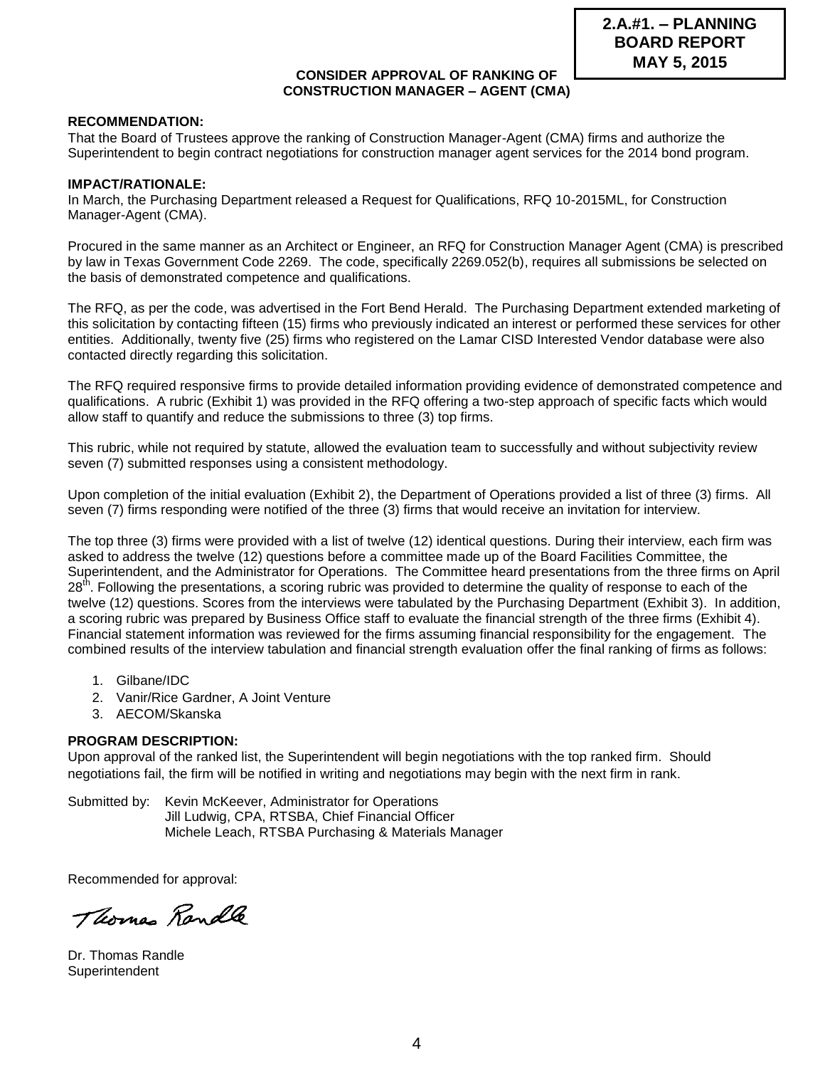**2.A.#1. – PLANNING BOARD REPORT MAY 5, 2015**

**CONSIDER APPROVAL OF RANKING OF CONSTRUCTION MANAGER – AGENT (CMA)**

**RECOMMENDATION:**
That the Board of Trustees approve the ranking of Construction Manager-Agent (CMA) firms and authorize the Superintendent to begin contract negotiations for construction manager agent services for the 2014 bond program.

**IMPACT/RATIONALE:**
In March, the Purchasing Department released a Request for Qualifications, RFQ 10-2015ML, for Construction Manager-Agent (CMA).

Procured in the same manner as an Architect or Engineer, an RFQ for Construction Manager Agent (CMA) is prescribed by law in Texas Government Code 2269. The code, specifically 2269.052(b), requires all submissions be selected on the basis of demonstrated competence and qualifications.

The RFQ, as per the code, was advertised in the Fort Bend Herald. The Purchasing Department extended marketing of this solicitation by contacting fifteen (15) firms who previously indicated an interest or performed these services for other entities. Additionally, twenty five (25) firms who registered on the Lamar CISD Interested Vendor database were also contacted directly regarding this solicitation.

The RFQ required responsive firms to provide detailed information providing evidence of demonstrated competence and qualifications. A rubric (Exhibit 1) was provided in the RFQ offering a two-step approach of specific facts which would allow staff to quantify and reduce the submissions to three (3) top firms.

This rubric, while not required by statute, allowed the evaluation team to successfully and without subjectivity review seven (7) submitted responses using a consistent methodology.

Upon completion of the initial evaluation (Exhibit 2), the Department of Operations provided a list of three (3) firms. All seven (7) firms responding were notified of the three (3) firms that would receive an invitation for interview.

The top three (3) firms were provided with a list of twelve (12) identical questions. During their interview, each firm was asked to address the twelve (12) questions before a committee made up of the Board Facilities Committee, the Superintendent, and the Administrator for Operations. The Committee heard presentations from the three firms on April 28th. Following the presentations, a scoring rubric was provided to determine the quality of response to each of the twelve (12) questions. Scores from the interviews were tabulated by the Purchasing Department (Exhibit 3). In addition, a scoring rubric was prepared by Business Office staff to evaluate the financial strength of the three firms (Exhibit 4). Financial statement information was reviewed for the firms assuming financial responsibility for the engagement. The combined results of the interview tabulation and financial strength evaluation offer the final ranking of firms as follows:

1. Gilbane/IDC
2. Vanir/Rice Gardner, A Joint Venture
3. AECOM/Skanska

**PROGRAM DESCRIPTION:**
Upon approval of the ranked list, the Superintendent will begin negotiations with the top ranked firm. Should negotiations fail, the firm will be notified in writing and negotiations may begin with the next firm in rank.

Submitted by: Kevin McKeever, Administrator for Operations
Jill Ludwig, CPA, RTSBA, Chief Financial Officer
Michele Leach, RTSBA Purchasing & Materials Manager

Recommended for approval:

Thomas Randle

Dr. Thomas Randle
Superintendent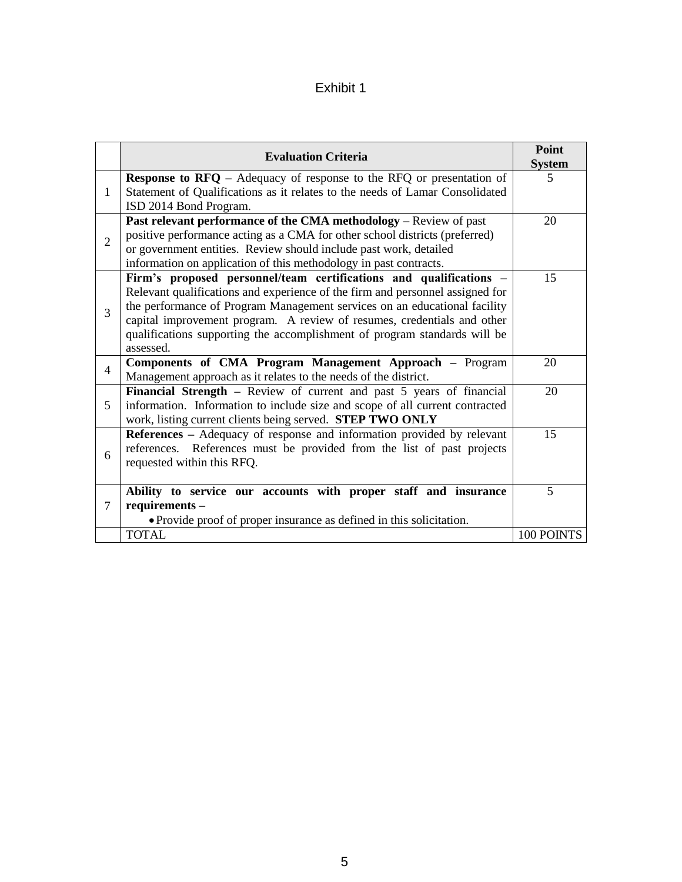Exhibit 1

| | **Evaluation Criteria** | **Point System** |
|---|---|---|
| 1 | **Response to RFQ** – Adequacy of response to the RFQ or presentation of Statement of Qualifications as it relates to the needs of Lamar Consolidated ISD 2014 Bond Program. | 5 |
| 2 | **Past relevant performance of the CMA methodology** – Review of past positive performance acting as a CMA for other school districts (preferred) or government entities. Review should include past work, detailed information on application of this methodology in past contracts. | 20 |
| 3 | **Firm's proposed personnel/team certifications and qualifications** – Relevant qualifications and experience of the firm and personnel assigned for the performance of Program Management services on an educational facility capital improvement program. A review of resumes, credentials and other qualifications supporting the accomplishment of program standards will be assessed. | 15 |
| 4 | **Components of CMA Program Management Approach** – Program Management approach as it relates to the needs of the district. | 20 |
| 5 | **Financial Strength** – Review of current and past 5 years of financial information. Information to include size and scope of all current contracted work, listing current clients being served. **STEP TWO ONLY** | 20 |
| 6 | **References** – Adequacy of response and information provided by relevant references. References must be provided from the list of past projects requested within this RFQ. | 15 |
| 7 | **Ability to service our accounts with proper staff and insurance requirements** – <br>• Provide proof of proper insurance as defined in this solicitation. | 5 |
| | TOTAL | 100 POINTS |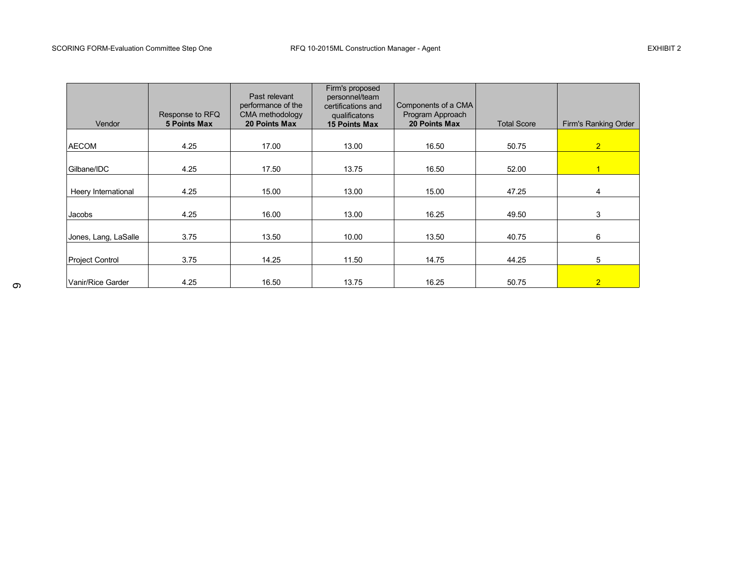SCORING FORM-Evaluation Committee Step One RFQ 10-2015ML Construction Manager - Agent EXHIBIT 2

| Vendor | Response to RFQ **5 Points Max** | Past relevant performance of the CMA methodology **20 Points Max** | Firm's proposed personnel/team certifications and qualificatons **15 Points Max** | Components of a CMA Program Approach **20 Points Max** | Total Score | Firm's Ranking Order |
|---|---|---|---|---|---|---|
| AECOM | 4.25 | 17.00 | 13.00 | 16.50 | 50.75 | 2 |
| Gilbane/IDC | 4.25 | 17.50 | 13.75 | 16.50 | 52.00 | 1 |
| Heery International | 4.25 | 15.00 | 13.00 | 15.00 | 47.25 | 4 |
| Jacobs | 4.25 | 16.00 | 13.00 | 16.25 | 49.50 | 3 |
| Jones, Lang, LaSalle | 3.75 | 13.50 | 10.00 | 13.50 | 40.75 | 6 |
| Project Control | 3.75 | 14.25 | 11.50 | 14.75 | 44.25 | 5 |
| Vanir/Rice Garder | 4.25 | 16.50 | 13.75 | 16.25 | 50.75 | 2 |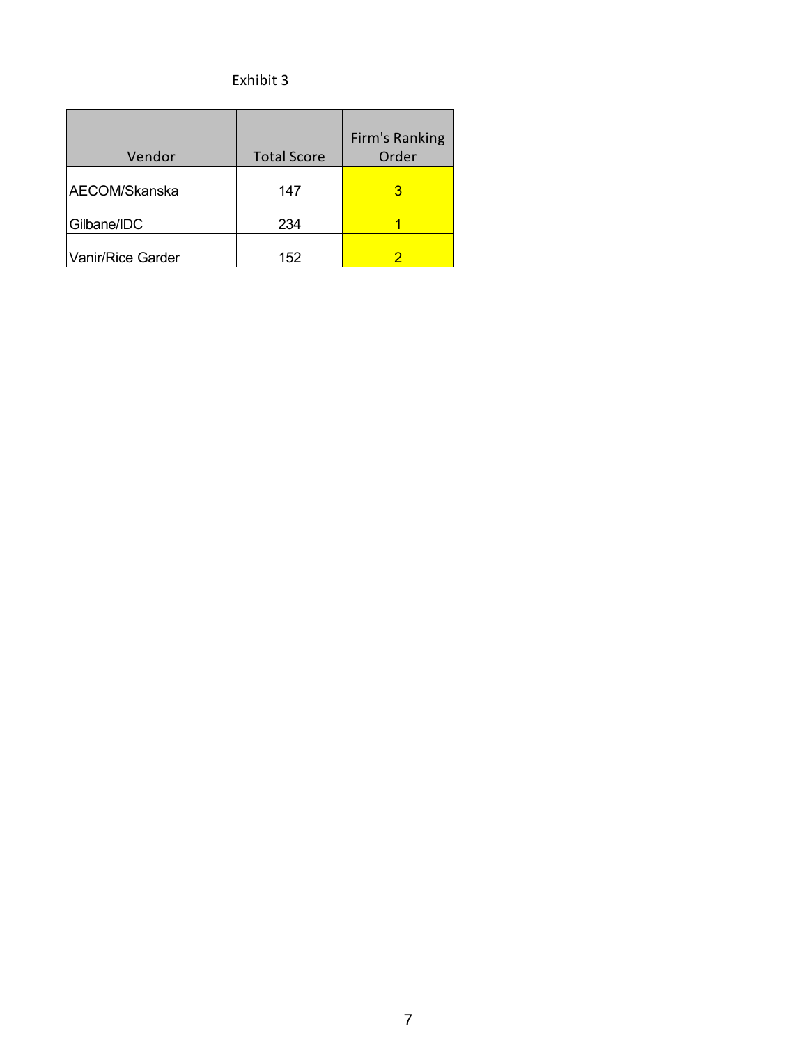Exhibit 3

| Vendor | Total Score | Firm's Ranking Order |
| --- | --- | --- |
| AECOM/Skanska | 147 | 3 |
| Gilbane/IDC | 234 | 1 |
| Vanir/Rice Garder | 152 | 2 |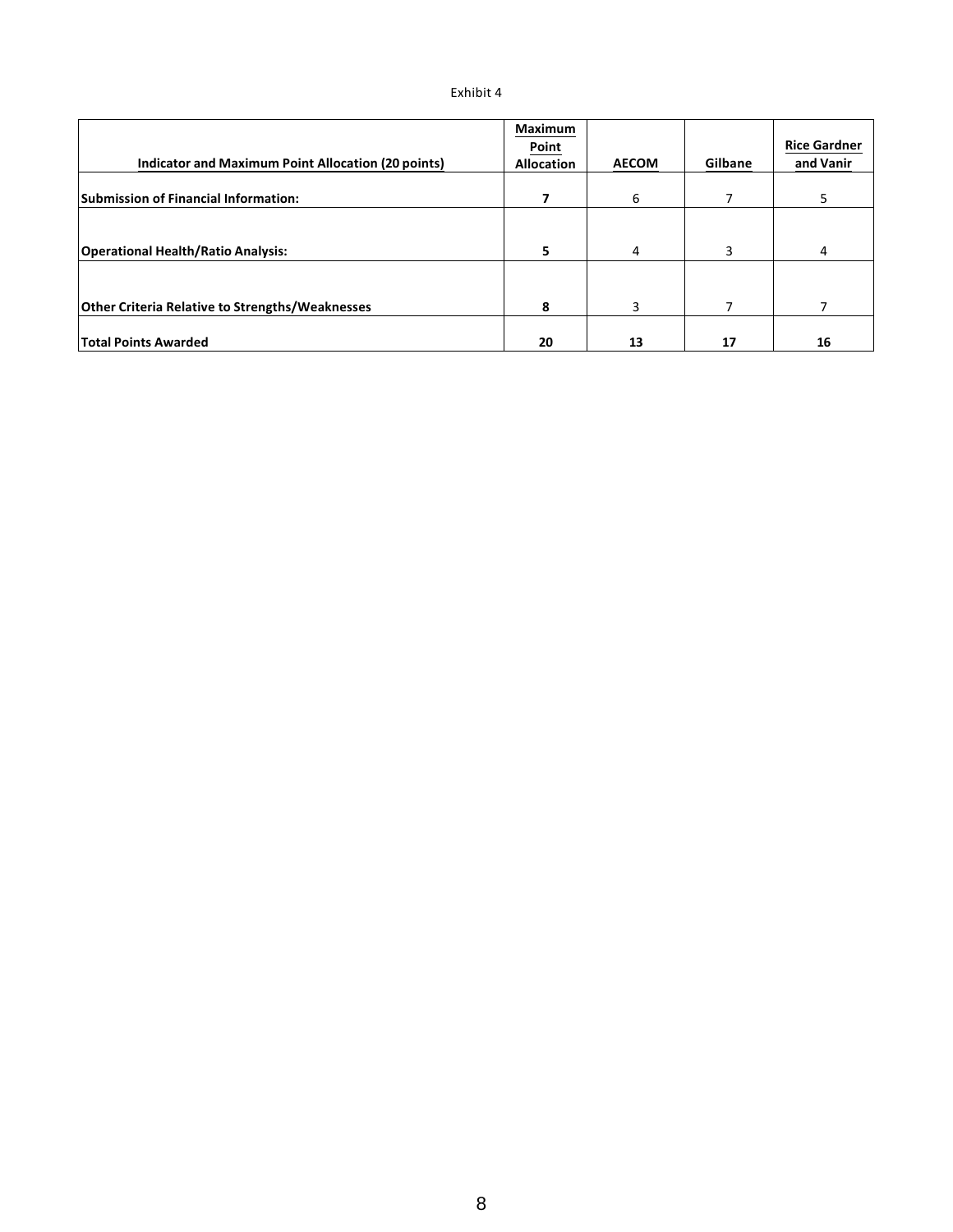Exhibit 4

| Indicator and Maximum Point Allocation (20 points) | Maximum Point Allocation | AECOM | Gilbane | Rice Gardner and Vanir |
| --- | --- | --- | --- | --- |
| **Submission of Financial Information:** | **7** | 6 | 7 | 5 |
| **Operational Health/Ratio Analysis:** | **5** | 4 | 3 | 4 |
| **Other Criteria Relative to Strengths/Weaknesses** | **8** | 3 | 7 | 7 |
| **Total Points Awarded** | **20** | **13** | **17** | **16** |